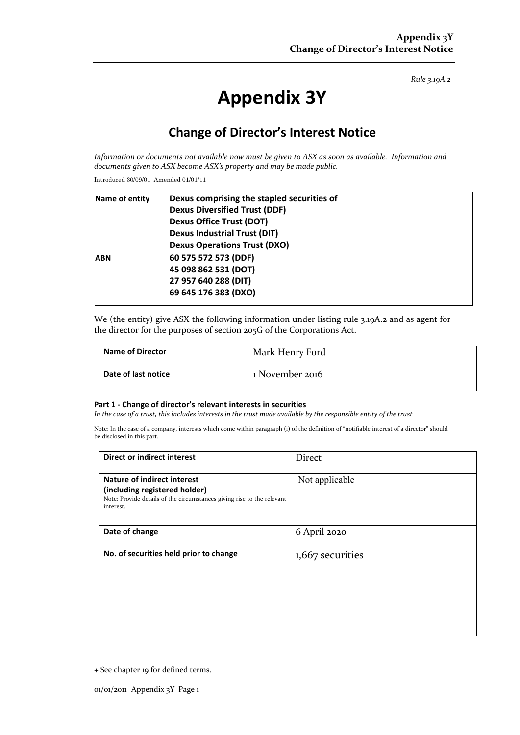*Rule 3.19A.2*

# Appendix 3Y

## Change of Director's Interest Notice

*Information or documents not available now must be given to ASX as soon as available. Information and documents given to ASX become ASX's property and may be made public.*

Introduced 30/09/01 Amended 01/01/11

| **Name of entity** | **Dexus comprising the stapled securities of**<br>**Dexus Diversified Trust (DDF)**<br>**Dexus Office Trust (DOT)**<br>**Dexus Industrial Trust (DIT)**<br>**Dexus Operations Trust (DXO)** |
|---|---|
| **ABN** | **60 575 572 573 (DDF)**<br>**45 098 862 531 (DOT)**<br>**27 957 640 288 (DIT)**<br>**69 645 176 383 (DXO)** |

We (the entity) give ASX the following information under listing rule 3.19A.2 and as agent for the director for the purposes of section 205G of the Corporations Act.

| **Name of Director** | Mark Henry Ford |
|---|---|
| **Date of last notice** | 1 November 2016 |

#### Part 1 - Change of director's relevant interests in securities

*In the case of a trust, this includes interests in the trust made available by the responsible entity of the trust*

Note: In the case of a company, interests which come within paragraph (i) of the definition of "notifiable interest of a director" should be disclosed in this part.

| **Direct or indirect interest** | Direct |
|---|---|
| **Nature of indirect interest (including registered holder)**<br>Note: Provide details of the circumstances giving rise to the relevant interest. | Not applicable |
| **Date of change** | 6 April 2020 |
| **No. of securities held prior to change** | 1,667 securities |

+ See chapter 19 for defined terms.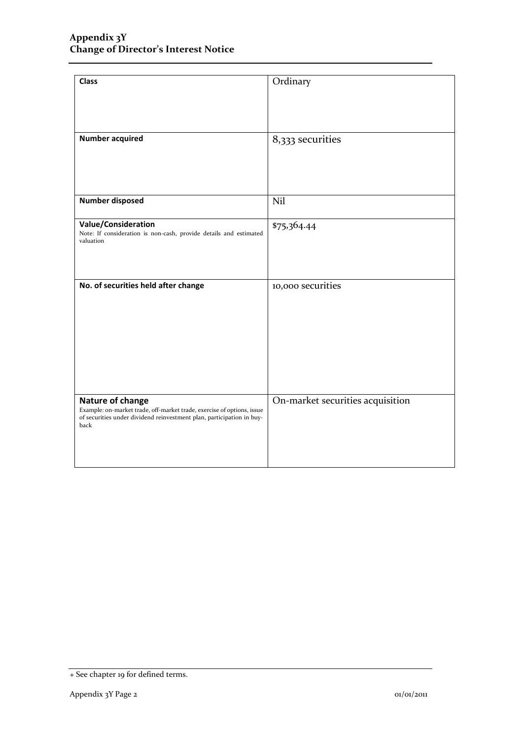| | |
|---|---|
| **Class** | Ordinary |
| **Number acquired** | 8,333 securities |
| **Number disposed** | Nil |
| **Value/Consideration**<br>Note: If consideration is non-cash, provide details and estimated valuation | $75,364.44 |
| **No. of securities held after change** | 10,000 securities |
| **Nature of change**<br>Example: on-market trade, off-market trade, exercise of options, issue of securities under dividend reinvestment plan, participation in buy-back | On-market securities acquisition |

+ See chapter 19 for defined terms.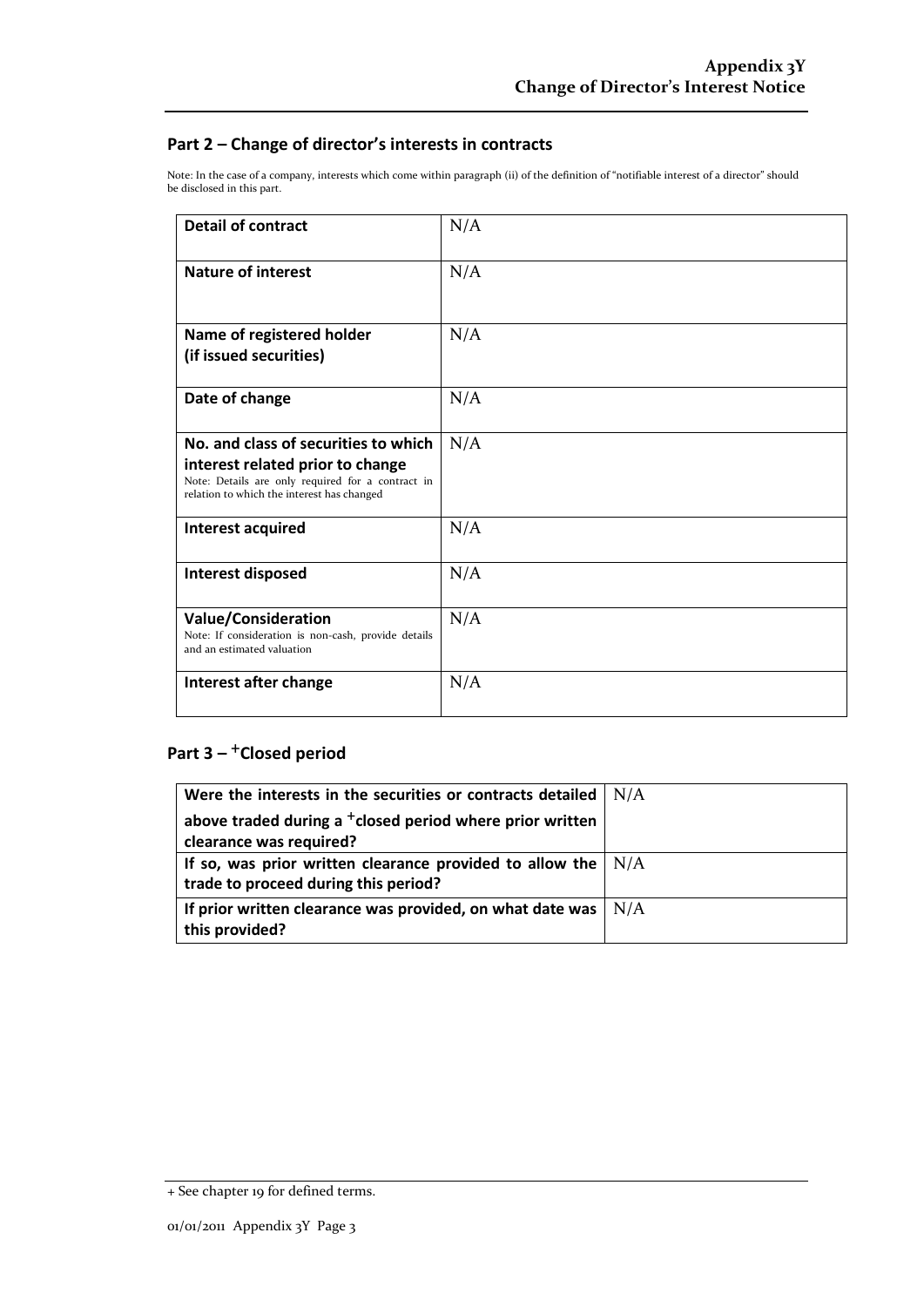## Part 2 – Change of director's interests in contracts

Note: In the case of a company, interests which come within paragraph (ii) of the definition of "notifiable interest of a director" should be disclosed in this part.

| | |
|---|---|
| **Detail of contract** | N/A |
| **Nature of interest** | N/A |
| **Name of registered holder (if issued securities)** | N/A |
| **Date of change** | N/A |
| **No. and class of securities to which interest related prior to change** Note: Details are only required for a contract in relation to which the interest has changed | N/A |
| **Interest acquired** | N/A |
| **Interest disposed** | N/A |
| **Value/Consideration** Note: If consideration is non-cash, provide details and an estimated valuation | N/A |
| **Interest after change** | N/A |

## Part 3 – +Closed period

| | |
|---|---|
| **Were the interests in the securities or contracts detailed above traded during a +closed period where prior written clearance was required?** | N/A |
| **If so, was prior written clearance provided to allow the trade to proceed during this period?** | N/A |
| **If prior written clearance was provided, on what date was this provided?** | N/A |

+ See chapter 19 for defined terms.